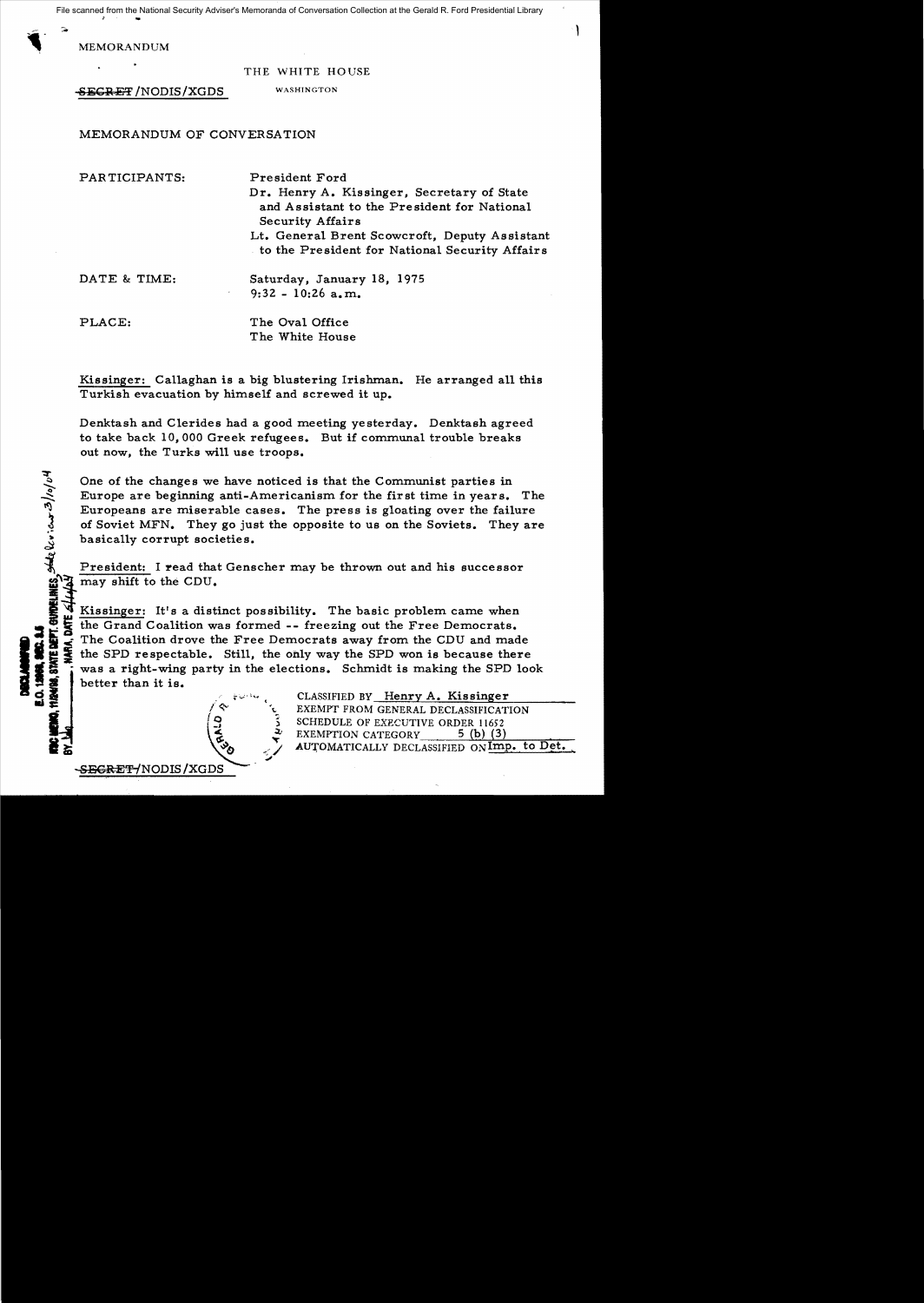MEMORANDUM

THE WHITE HOUSE

~~SECRET~~/NODIS/XGDS

WASHINGTON

MEMORANDUM OF CONVERSATION

PARTICIPANTS: President Ford
Dr. Henry A. Kissinger, Secretary of State and Assistant to the President for National Security Affairs
Lt. General Brent Scowcroft, Deputy Assistant to the President for National Security Affairs

DATE & TIME: Saturday, January 18, 1975
9:32 - 10:26 a.m.

PLACE: The Oval Office
The White House

Kissinger: Callaghan is a big blustering Irishman. He arranged all this Turkish evacuation by himself and screwed it up.

Denktash and Clerides had a good meeting yesterday. Denktash agreed to take back 10,000 Greek refugees. But if communal trouble breaks out now, the Turks will use troops.

One of the changes we have noticed is that the Communist parties in Europe are beginning anti-Americanism for the first time in years. The Europeans are miserable cases. The press is gloating over the failure of Soviet MFN. They go just the opposite to us on the Soviets. They are basically corrupt societies.

President: I read that Genscher may be thrown out and his successor may shift to the CDU.

Kissinger: It's a distinct possibility. The basic problem came when the Grand Coalition was formed -- freezing out the Free Democrats. The Coalition drove the Free Democrats away from the CDU and made the SPD respectable. Still, the only way the SPD won is because there was a right-wing party in the elections. Schmidt is making the SPD look better than it is.

CLASSIFIED BY Henry A. Kissinger
EXEMPT FROM GENERAL DECLASSIFICATION SCHEDULE OF EXECUTIVE ORDER 11652
EXEMPTION CATEGORY 5 (b) (3)
AUTOMATICALLY DECLASSIFIED ON Imp. to Det.

~~SECRET~~/NODIS/XGDS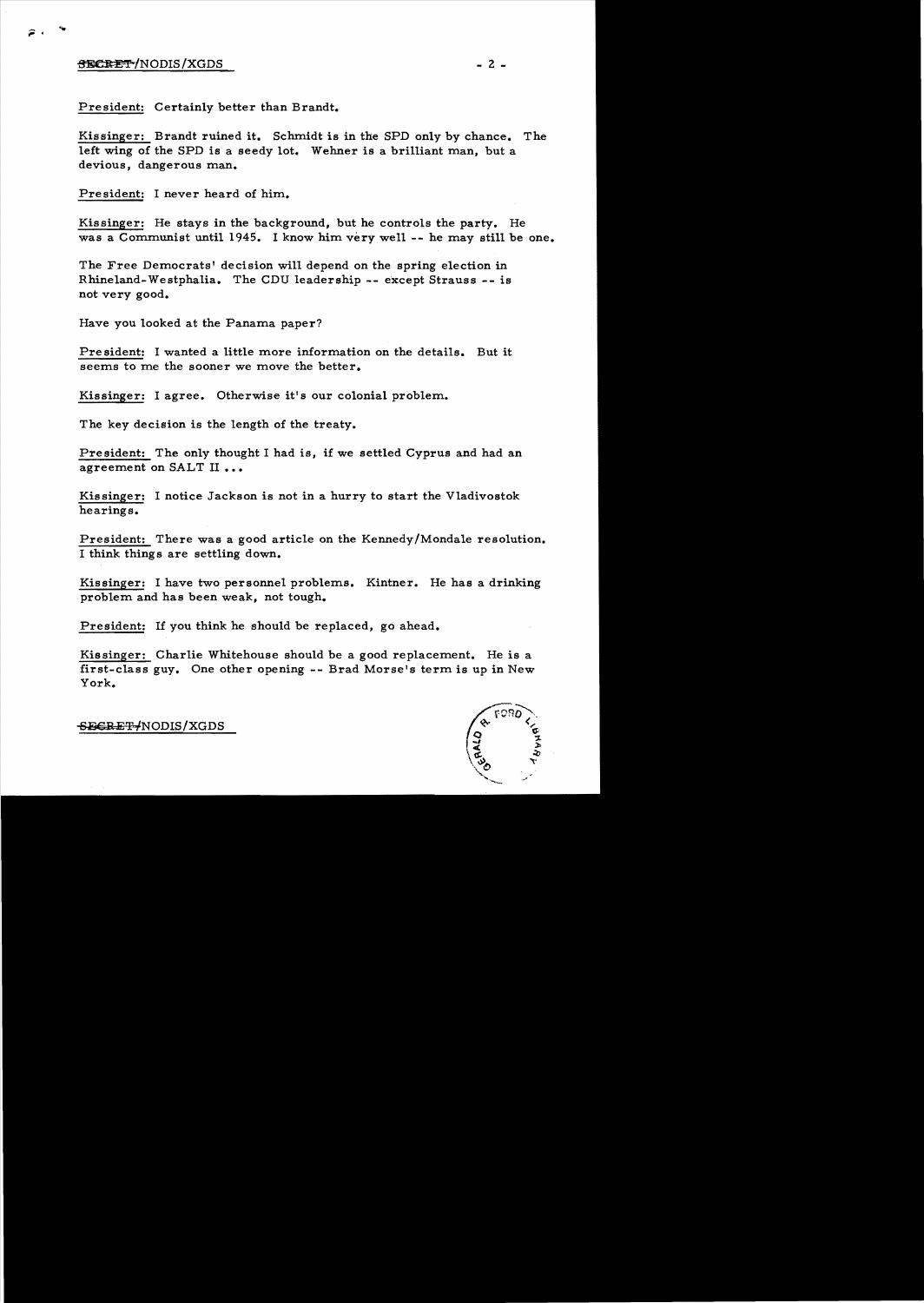President: Certainly better than Brandt.

Kissinger: Brandt ruined it. Schmidt is in the SPD only by chance. The left wing of the SPD is a seedy lot. Wehner is a brilliant man, but a devious, dangerous man.

President: I never heard of him.

Kissinger: He stays in the background, but he controls the party. He was a Communist until 1945. I know him very well -- he may still be one.

The Free Democrats' decision will depend on the spring election in Rhineland-Westphalia. The CDU leadership -- except Strauss -- is not very good.

Have you looked at the Panama paper?

President: I wanted a little more information on the details. But it seems to me the sooner we move the better.

Kissinger: I agree. Otherwise it's our colonial problem.

The key decision is the length of the treaty.

President: The only thought I had is, if we settled Cyprus and had an agreement on SALT II ...

Kissinger: I notice Jackson is not in a hurry to start the Vladivostok hearings.

President: There was a good article on the Kennedy/Mondale resolution. I think things are settling down.

Kissinger: I have two personnel problems. Kintner. He has a drinking problem and has been weak, not tough.

President: If you think he should be replaced, go ahead.

Kissinger: Charlie Whitehouse should be a good replacement. He is a first-class guy. One other opening -- Brad Morse's term is up in New York.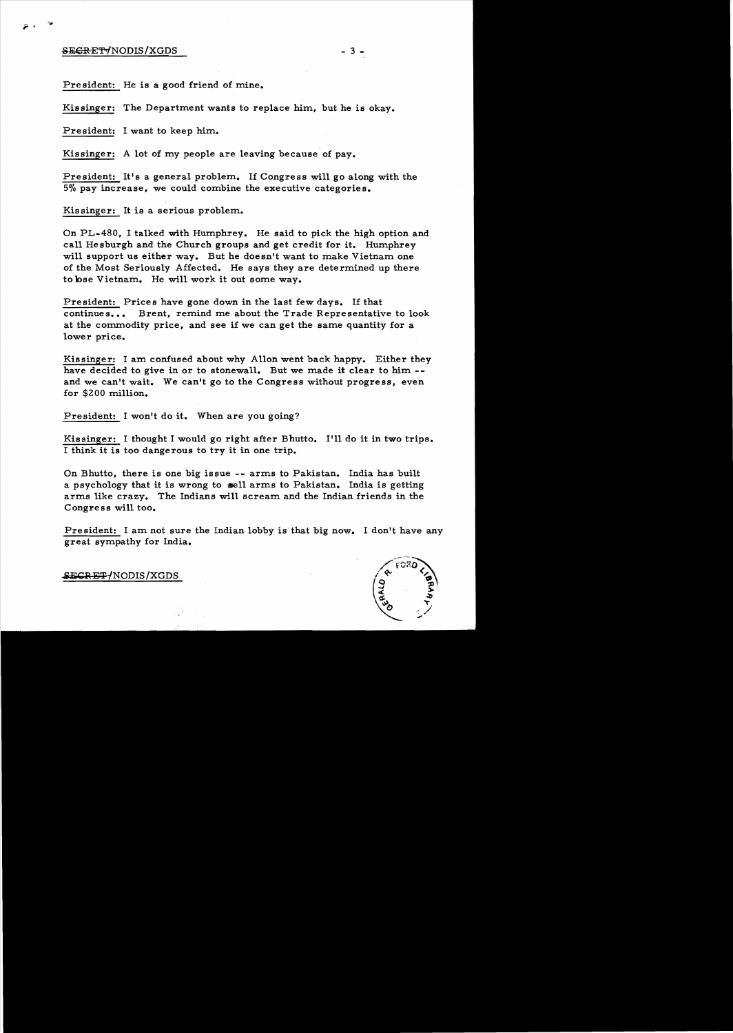President: He is a good friend of mine.

Kissinger: The Department wants to replace him, but he is okay.

President: I want to keep him.

Kissinger: A lot of my people are leaving because of pay.

President: It's a general problem. If Congress will go along with the 5% pay increase, we could combine the executive categories.

Kissinger: It is a serious problem.

On PL-480, I talked with Humphrey. He said to pick the high option and call Hesburgh and the Church groups and get credit for it. Humphrey will support us either way. But he doesn't want to make Vietnam one of the Most Seriously Affected. He says they are determined up there to lose Vietnam. He will work it out some way.

President: Prices have gone down in the last few days. If that continues... Brent, remind me about the Trade Representative to look at the commodity price, and see if we can get the same quantity for a lower price.

Kissinger: I am confused about why Allon went back happy. Either they have decided to give in or to stonewall. But we made it clear to him -- and we can't wait. We can't go to the Congress without progress, even for $200 million.

President: I won't do it. When are you going?

Kissinger: I thought I would go right after Bhutto. I'll do it in two trips. I think it is too dangerous to try it in one trip.

On Bhutto, there is one big issue -- arms to Pakistan. India has built a psychology that it is wrong to sell arms to Pakistan. India is getting arms like crazy. The Indians will scream and the Indian friends in the Congress will too.

President: I am not sure the Indian lobby is that big now. I don't have any great sympathy for India.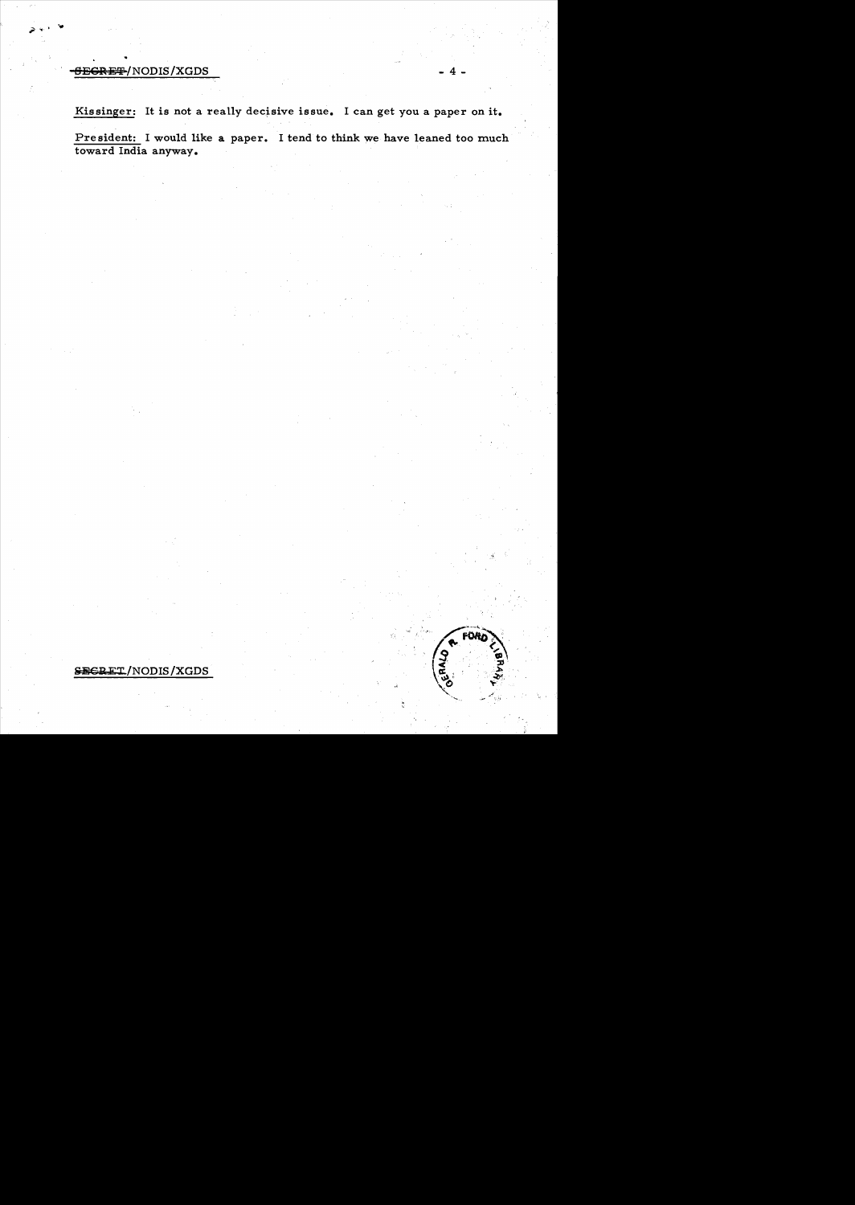Kissinger: It is not a really decisive issue. I can get you a paper on it.

President: I would like a paper. I tend to think we have leaned too much toward India anyway.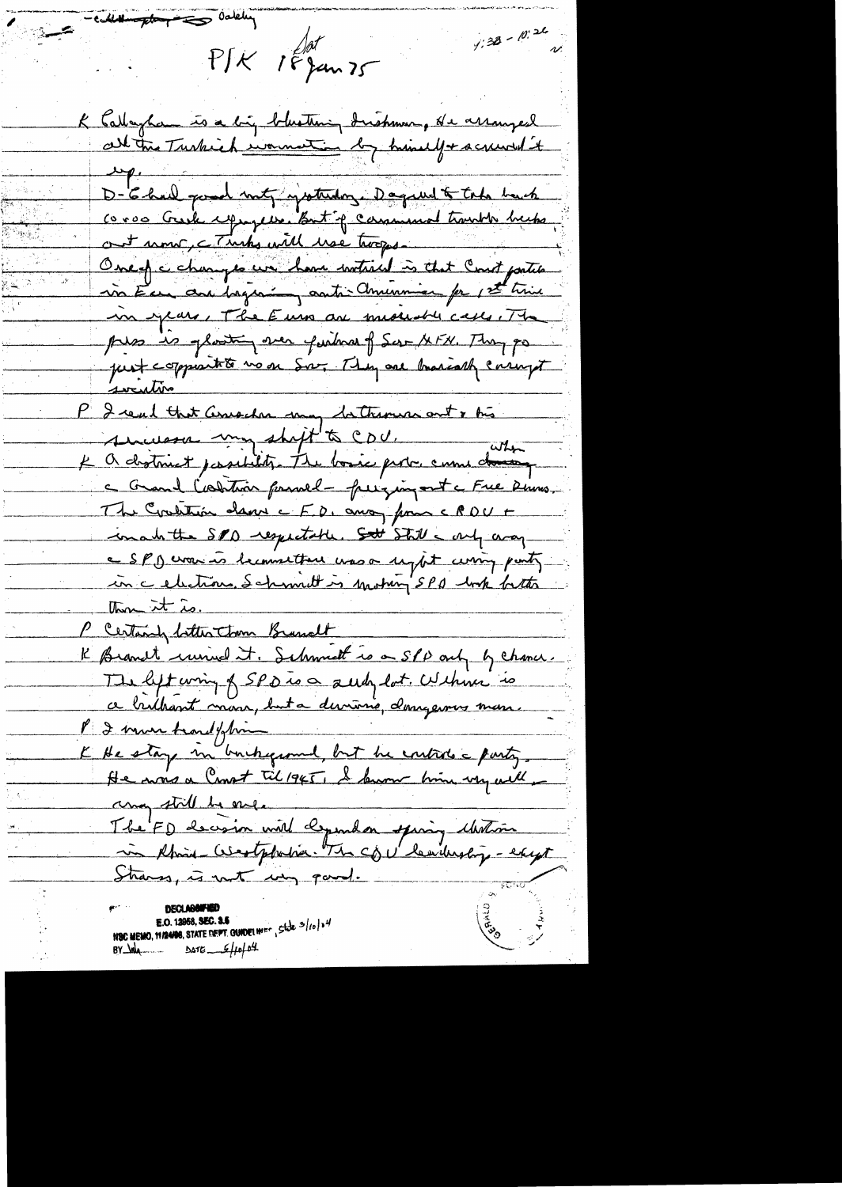– Callaghan – Oakley

P/K Sat 18 Jan 75

1:30 – 10:26

K Callaghan is a big blustering Irishman. He arranged all the Turkish information by himself & screwed it up.

D-G had good mtg yesterday. Doing it to take back 10,000 Greek refugees. But if Communal trouble breaks out now, the Turks will use troops.

One of the changes we have noticed is that Const parties in Eur are beginning anti-Communism for 1st time in years. The Euros are miserable case. The press is gloating over failure of Sec & FX. They go just opposite to now on Sec. They are basically corrupt societies.

P I read that Genscher may be thrown out & his successor may shift to CDU.

K A distinct possibility. The basic prob. comes during the Grand Coalition period – pushing out the Free Dems. The Coalition drove the F.D. away from the CDU & made the SPD respectable. Still the only way the SPD won is because there was a right wing party in the elections. Schmidt is making SPD look better than it is.

P Certainly better than Brandt.

K Brandt ruined it. Schmidt is a SPD only by chance. The left wing of SPD is a dirty lot. Wehner is a brilliant man, but a devious, dangerous man.

P I never heard of him.

K He stays in background, but he controls the party. He was a Commie til 1945. I know him very well – may still be one.

The FD decision will depend on spring elections in Rhein-Westphalia. The CDU leadership – except Strauss, is not very good.

DECLASSIFIED
E.O. 12958, SEC. 3.5
NSC MEMO, 11/24/98, STATE DEPT. GUIDELINES, State 3/10/04
BY [illegible] DATE 5/10/04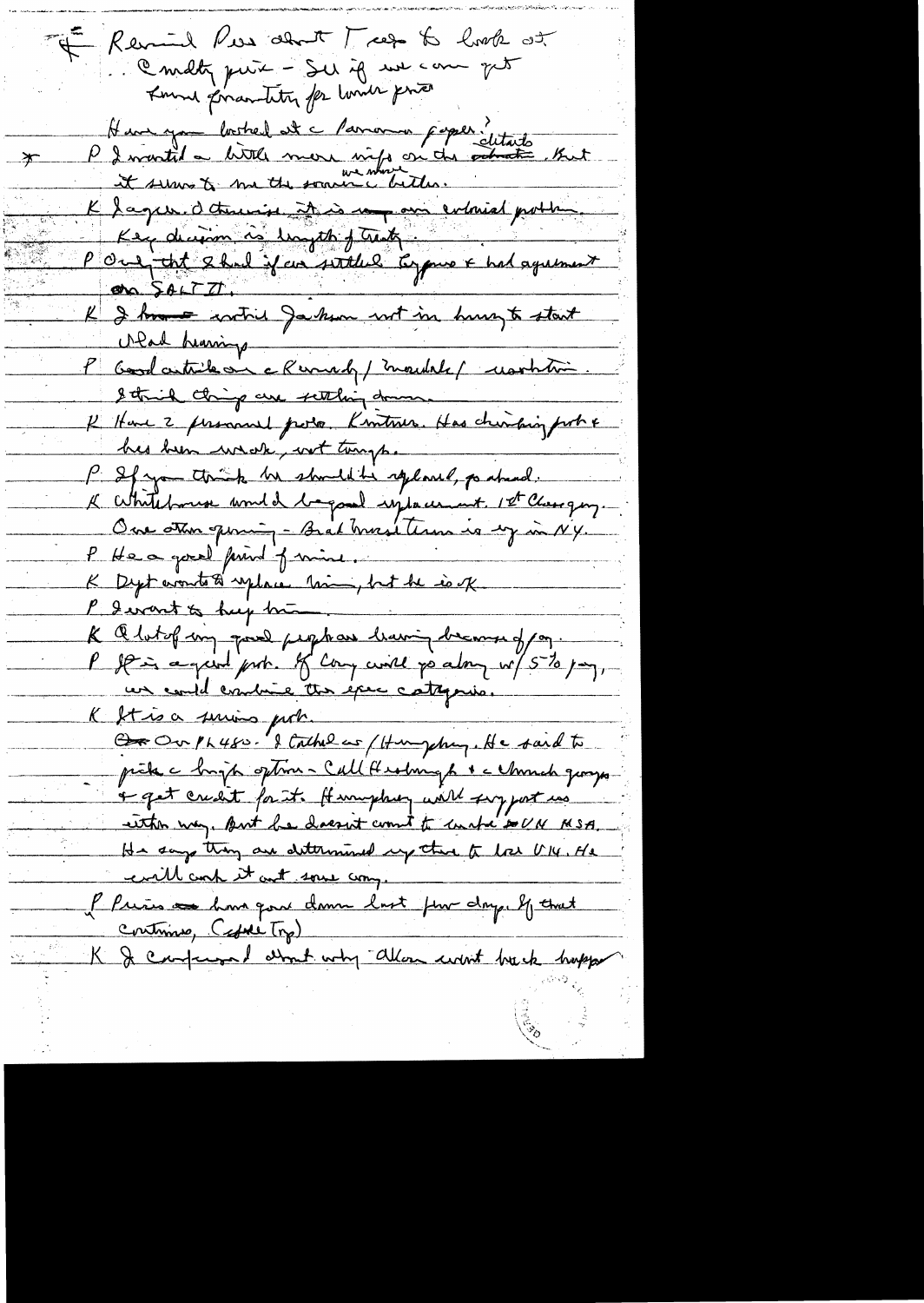*— Remind Pres about Tees to look at.
Commodity price – See if we can get Kennel guaranty for lower price

Have you looked at the Panama paper?
* P I wanted a little more info on the details, but it seems to me the sooner we move the better.

K I agree. Otherwise it is our colonial problem. Key decision is length of treaty.

P Only that I had if we settled Cyprus + had agreement on SALT II.

K I know. I noticed Jackson not in hurry to start SALT hearings.

P Good article on Rumsfeld / Moorhead / Washington. I think things are settling down.

K Have 2 personnel probs. Kintner. Has drinking prob + has been weak, not tough.

P If you think he should be replaced, go ahead.

K Whitehouse would be good replacement. 1st Chargé. One other opening – Brad Morse there is up in NY.

P He a good friend of mine.

K Dept wants to replace him, but he is ok.

P I want to keep him.

K A lot of my good people are leaving because of pay.

P It is a good prob. If Cong will go along w/ 5% pay, we could combine those exec categories.

K It is a serious prob.

On PL480. I talked w/ Humphrey. He said to pick a high option – Call Hardin + Church group + get credit for it. Humphrey will support us either way. But he doesn't want to write UN HSA. He says they are determined up there to lose UN. He will work it out some way.

P Prices have gone down last few days. If that continues, (Cyprus Trip)

K I confessed about why Allon went back happy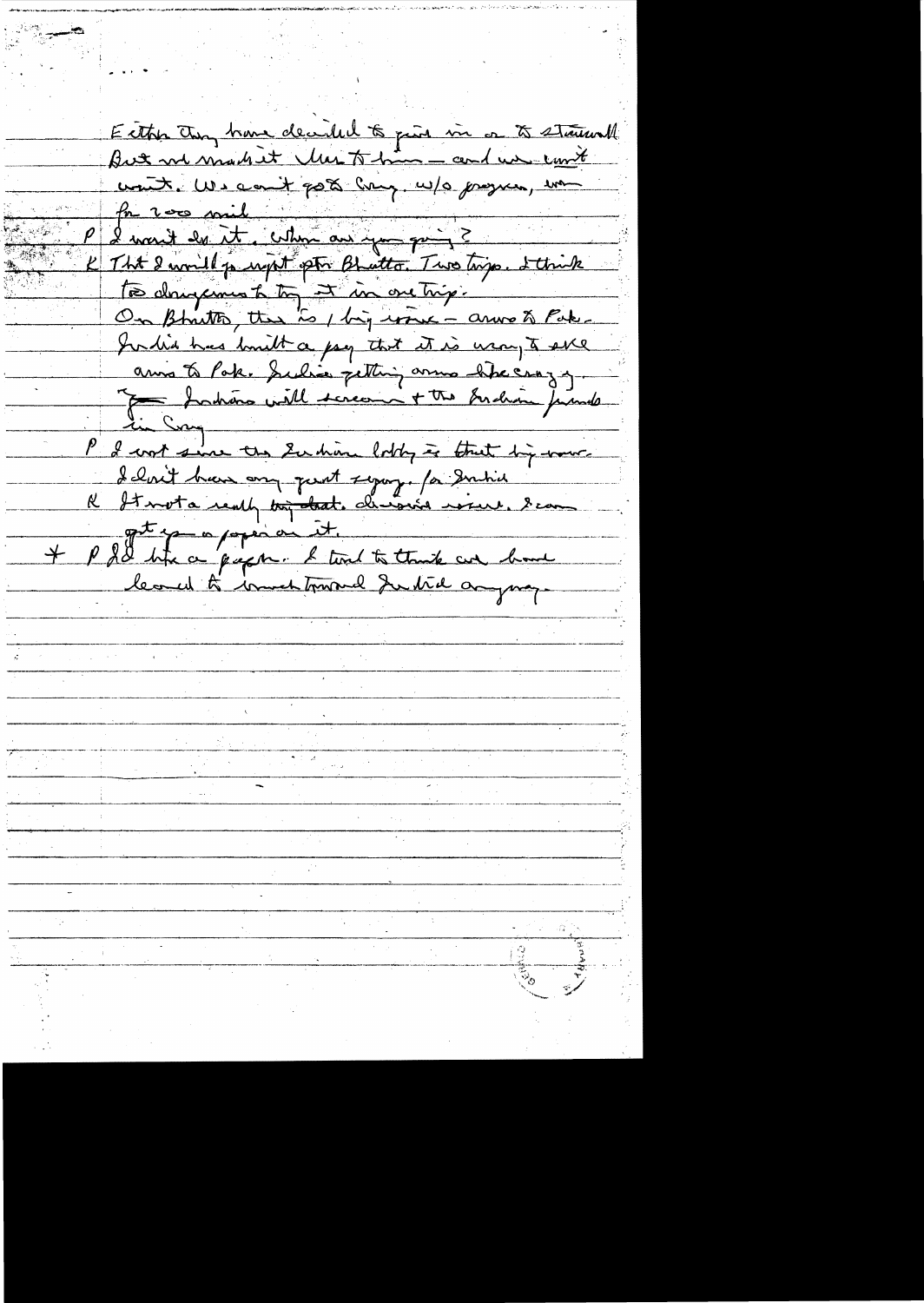Either they have decided to join in or to stonewall. But we made it clear to him — and we can't wait. We can't go to Cong. w/o progress, esp. for 700 mil.

P I won't do it. When are you going?

K That I would go right after Bhutto. Two trips. I think too dangerous to try it in one trip.

On Bhutto, there is 1 big issue — arms to Pak. India has built a psy that it is wrong to sell arms to Pak. India getting arms like crazy. The Indians will scream & the Indian friends in Cong.

P I wrote since the Indian lobby is that big now. I don't have any great sympathy for India.

K It is not a really big deal. A decision issue. I can get up a paper on it.

* P I'd like a paper. I tend to think we have leaned to[o] much toward India anyway.